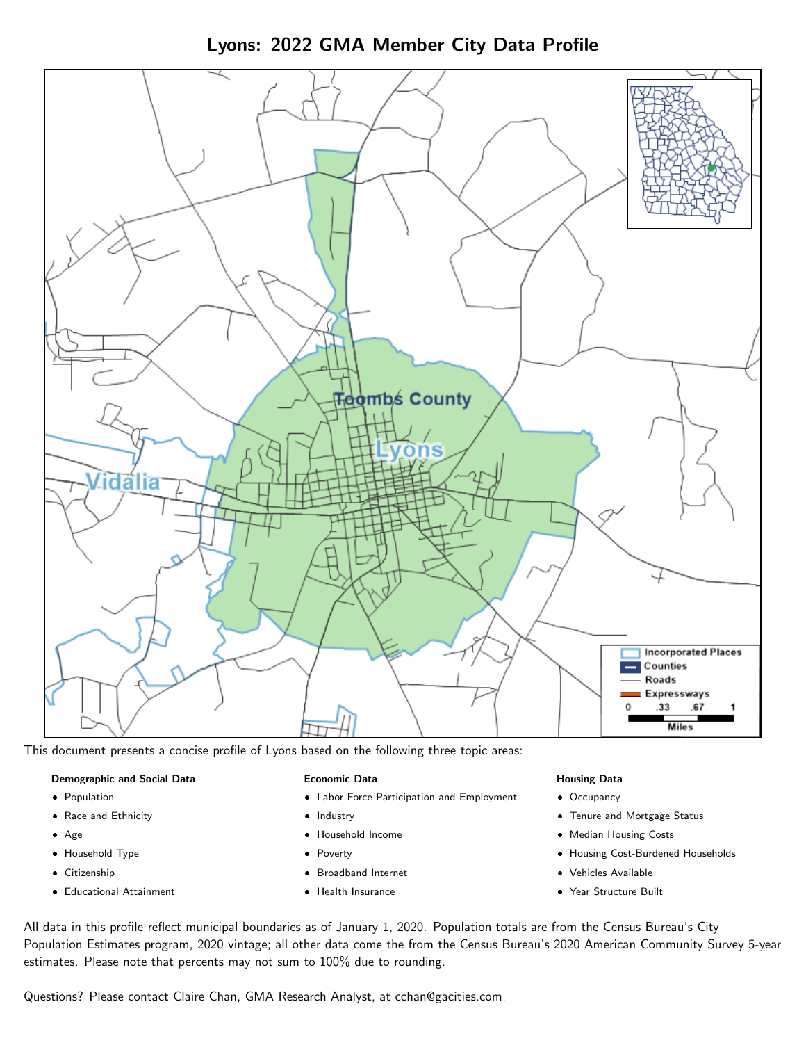# Lyons: 2022 GMA Member City Data Profile

This document presents a concise profile of Lyons based on the following three topic areas:

**Demographic and Social Data**

- Population
- Race and Ethnicity
- Age
- Household Type
- Citizenship
- Educational Attainment

**Economic Data**

- Labor Force Participation and Employment
- Industry
- Household Income
- Poverty
- Broadband Internet
- Health Insurance

**Housing Data**

- Occupancy
- Tenure and Mortgage Status
- Median Housing Costs
- Housing Cost-Burdened Households
- Vehicles Available
- Year Structure Built

All data in this profile reflect municipal boundaries as of January 1, 2020. Population totals are from the Census Bureau's City Population Estimates program, 2020 vintage; all other data come the from the Census Bureau's 2020 American Community Survey 5-year estimates. Please note that percents may not sum to 100% due to rounding.

Questions? Please contact Claire Chan, GMA Research Analyst, at cchan@gacities.com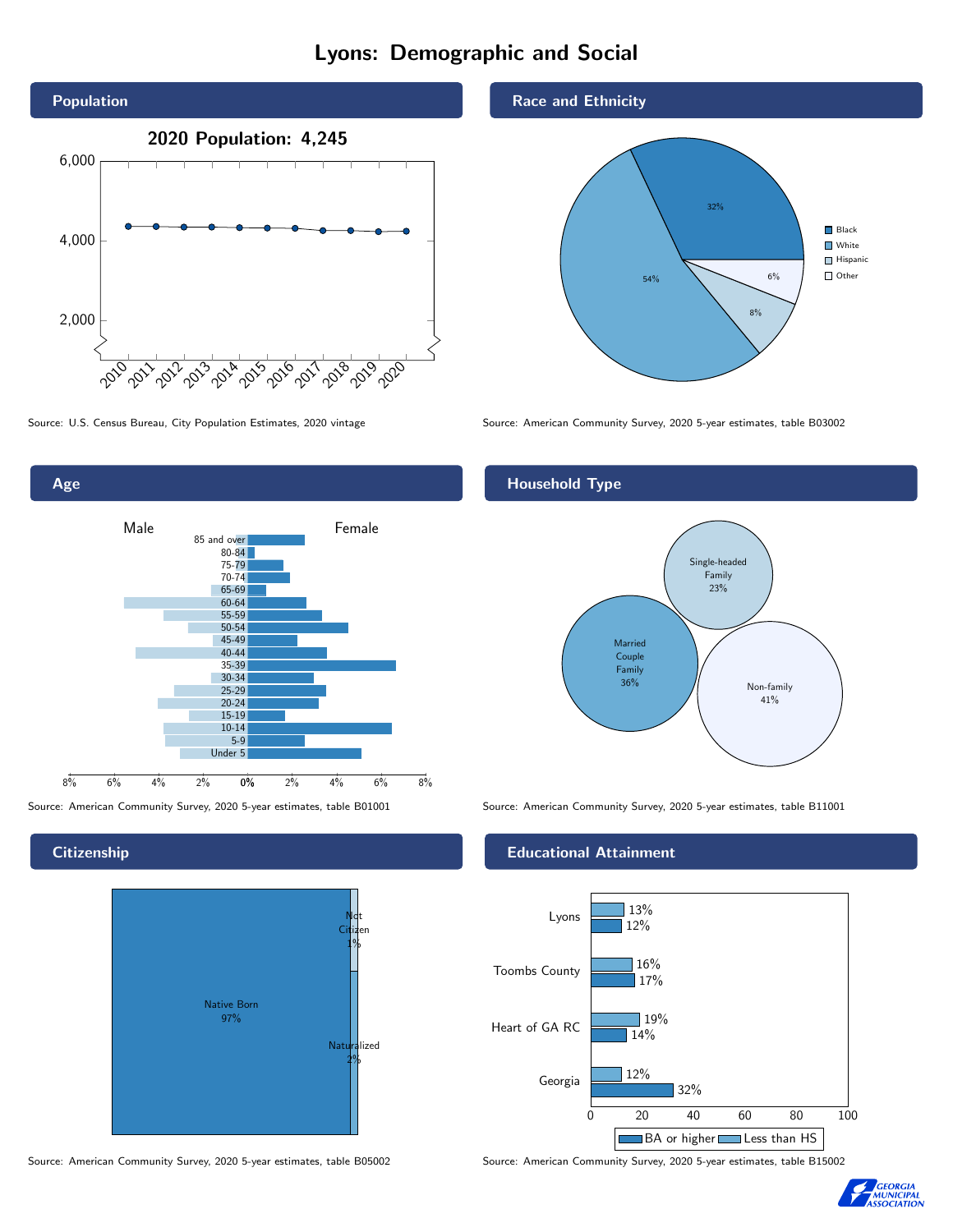# Lyons: Demographic and Social

## Population

**2020 Population: 4,245**

Source: U.S. Census Bureau, City Population Estimates, 2020 vintage

## Race and Ethnicity

| Race/Ethnicity | Percent |
|---|---|
| Black | 32% |
| White | 54% |
| Hispanic | 8% |
| Other | 6% |

Source: American Community Survey, 2020 5-year estimates, table B03002

## Age

Male / Female

Age groups: 85 and over, 80-84, 75-79, 70-74, 65-69, 60-64, 55-59, 50-54, 45-49, 40-44, 35-39, 30-34, 25-29, 20-24, 15-19, 10-14, 5-9, Under 5

Source: American Community Survey, 2020 5-year estimates, table B01001

## Household Type

| Household Type | Percent |
|---|---|
| Single-headed Family | 23% |
| Married Couple Family | 36% |
| Non-family | 41% |

Source: American Community Survey, 2020 5-year estimates, table B11001

## Citizenship

| Citizenship | Percent |
|---|---|
| Native Born | 97% |
| Not Citizen | 1% |
| Naturalized | 2% |

Source: American Community Survey, 2020 5-year estimates, table B05002

## Educational Attainment

| Area | Less than HS | BA or higher |
|---|---|---|
| Lyons | 13% | 12% |
| Toombs County | 16% | 17% |
| Heart of GA RC | 19% | 14% |
| Georgia | 12% | 32% |

Source: American Community Survey, 2020 5-year estimates, table B15002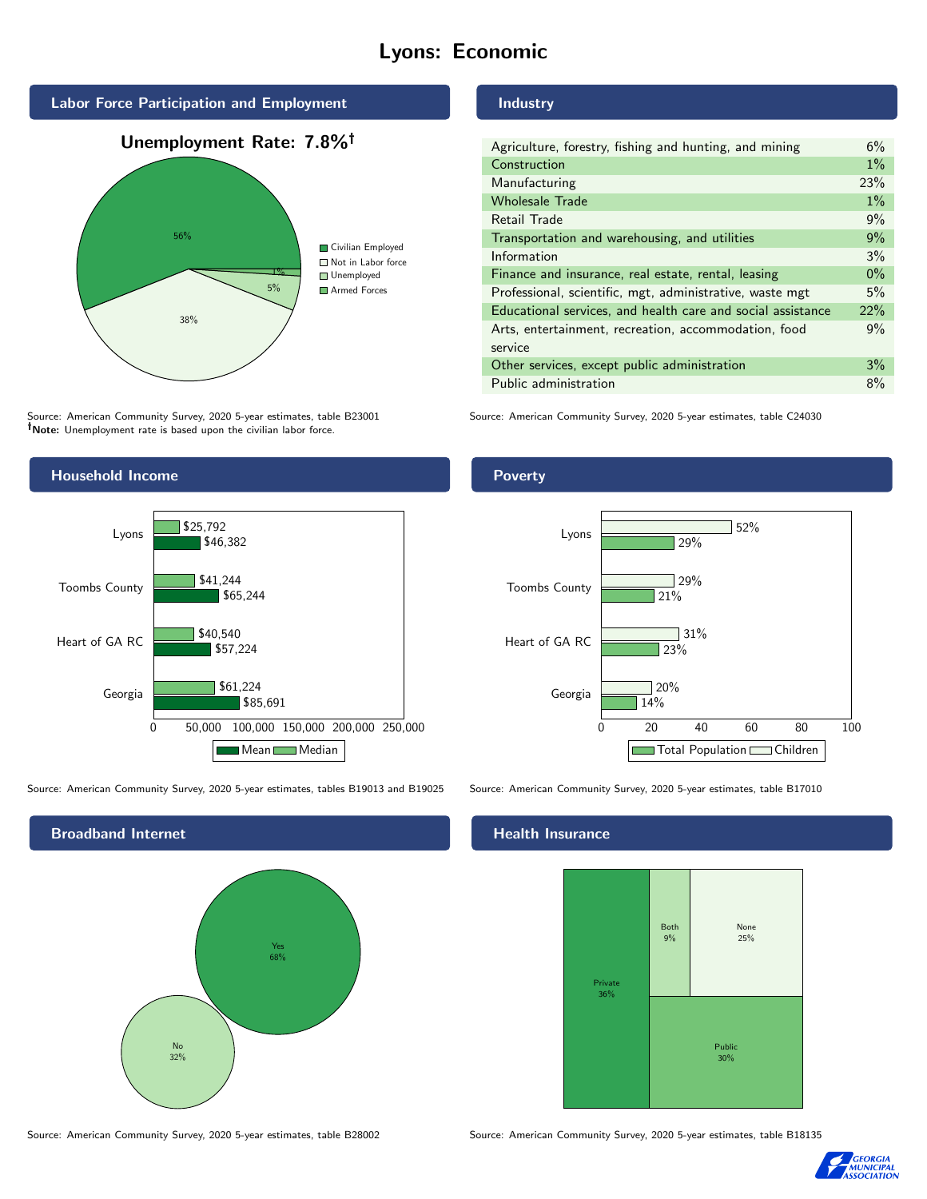# Lyons: Economic

## Labor Force Participation and Employment

**Unemployment Rate: 7.8%†**

| Category | Percent |
|---|---|
| Civilian Employed | 56% |
| Not in Labor force | 38% |
| Unemployed | 5% |
| Armed Forces | 1% |

Source: American Community Survey, 2020 5-year estimates, table B23001
**†Note:** Unemployment rate is based upon the civilian labor force.

## Industry

| Industry | Percent |
|---|---|
| Agriculture, forestry, fishing and hunting, and mining | 6% |
| Construction | 1% |
| Manufacturing | 23% |
| Wholesale Trade | 1% |
| Retail Trade | 9% |
| Transportation and warehousing, and utilities | 9% |
| Information | 3% |
| Finance and insurance, real estate, rental, leasing | 0% |
| Professional, scientific, mgt, administrative, waste mgt | 5% |
| Educational services, and health care and social assistance | 22% |
| Arts, entertainment, recreation, accommodation, food service | 9% |
| Other services, except public administration | 3% |
| Public administration | 8% |

Source: American Community Survey, 2020 5-year estimates, table C24030

## Household Income

| | Median | Mean |
|---|---|---|
| Lyons | $25,792 | $46,382 |
| Toombs County | $41,244 | $65,244 |
| Heart of GA RC | $40,540 | $57,224 |
| Georgia | $61,224 | $85,691 |

Source: American Community Survey, 2020 5-year estimates, tables B19013 and B19025

## Poverty

| | Children | Total Population |
|---|---|---|
| Lyons | 52% | 29% |
| Toombs County | 29% | 21% |
| Heart of GA RC | 31% | 23% |
| Georgia | 20% | 14% |

Source: American Community Survey, 2020 5-year estimates, table B17010

## Broadband Internet

| | Percent |
|---|---|
| Yes | 68% |
| No | 32% |

Source: American Community Survey, 2020 5-year estimates, table B28002

## Health Insurance

| | Percent |
|---|---|
| Private | 36% |
| Both | 9% |
| None | 25% |
| Public | 30% |

Source: American Community Survey, 2020 5-year estimates, table B18135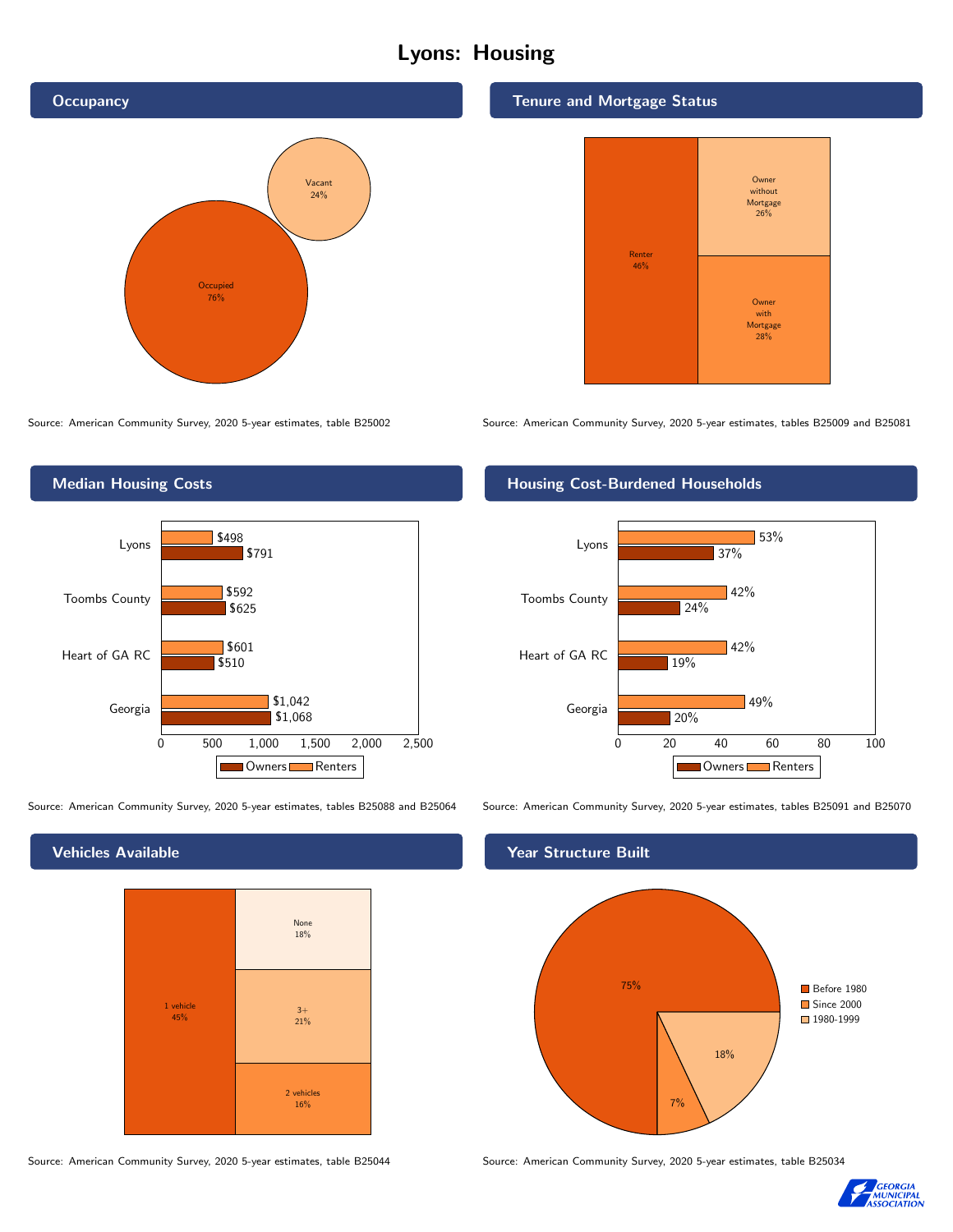# Lyons: Housing

## Occupancy

Vacant
24%

Occupied
76%

Source: American Community Survey, 2020 5-year estimates, table B25002

## Tenure and Mortgage Status

Renter
46%

Owner without Mortgage
26%

Owner with Mortgage
28%

Source: American Community Survey, 2020 5-year estimates, tables B25009 and B25081

## Median Housing Costs

Lyons
$498
$791

Toombs County
$592
$625

Heart of GA RC
$601
$510

Georgia
$1,042
$1,068

0 500 1,000 1,500 2,000 2,500

Owners Renters

Source: American Community Survey, 2020 5-year estimates, tables B25088 and B25064

## Housing Cost-Burdened Households

Lyons
53%
37%

Toombs County
42%
24%

Heart of GA RC
42%
19%

Georgia
49%
20%

0 20 40 60 80 100

Owners Renters

Source: American Community Survey, 2020 5-year estimates, tables B25091 and B25070

## Vehicles Available

1 vehicle
45%

None
18%

3+
21%

2 vehicles
16%

Source: American Community Survey, 2020 5-year estimates, table B25044

## Year Structure Built

75%

18%

7%

Before 1980
Since 2000
1980-1999

Source: American Community Survey, 2020 5-year estimates, table B25034